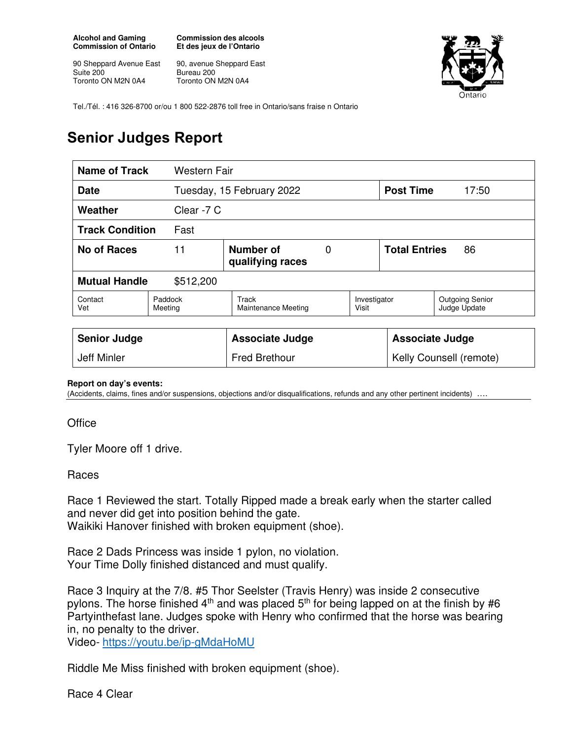**Alcohol and Gaming Commission of Ontario**

90 Sheppard Avenue East
Suite 200
Toronto ON M2N 0A4

**Commission des alcools Et des jeux de l'Ontario**

90, avenue Sheppard East
Bureau 200
Toronto ON M2N 0A4

Tel./Tél. : 416 326-8700 or/ou 1 800 522-2876 toll free in Ontario/sans fraise n Ontario

# Senior Judges Report

| **Name of Track** | Western Fair | | | | |
|---|---|---|---|---|---|
| **Date** | Tuesday, 15 February 2022 | | | **Post Time** | 17:50 |
| **Weather** | Clear -7 C | | | | |
| **Track Condition** | Fast | | | | |
| **No of Races** | 11 | **Number of qualifying races** | 0 | **Total Entries** | 86 |
| **Mutual Handle** | $512,200 | | | | |
| Contact Vet | Paddock Meeting | Track Maintenance Meeting | Investigator Visit | Outgoing Senior Judge Update | |

| **Senior Judge** | **Associate Judge** | **Associate Judge** |
|---|---|---|
| Jeff Minler | Fred Brethour | Kelly Counsell (remote) |

**Report on day's events:**
(Accidents, claims, fines and/or suspensions, objections and/or disqualifications, refunds and any other pertinent incidents) ….

Office

Tyler Moore off 1 drive.

Races

Race 1 Reviewed the start. Totally Ripped made a break early when the starter called and never did get into position behind the gate.
Waikiki Hanover finished with broken equipment (shoe).

Race 2 Dads Princess was inside 1 pylon, no violation.
Your Time Dolly finished distanced and must qualify.

Race 3 Inquiry at the 7/8. #5 Thor Seelster (Travis Henry) was inside 2 consecutive pylons. The horse finished 4th and was placed 5th for being lapped on at the finish by #6 Partyinthefast lane. Judges spoke with Henry who confirmed that the horse was bearing in, no penalty to the driver.
Video- https://youtu.be/ip-gMdaHoMU

Riddle Me Miss finished with broken equipment (shoe).

Race 4 Clear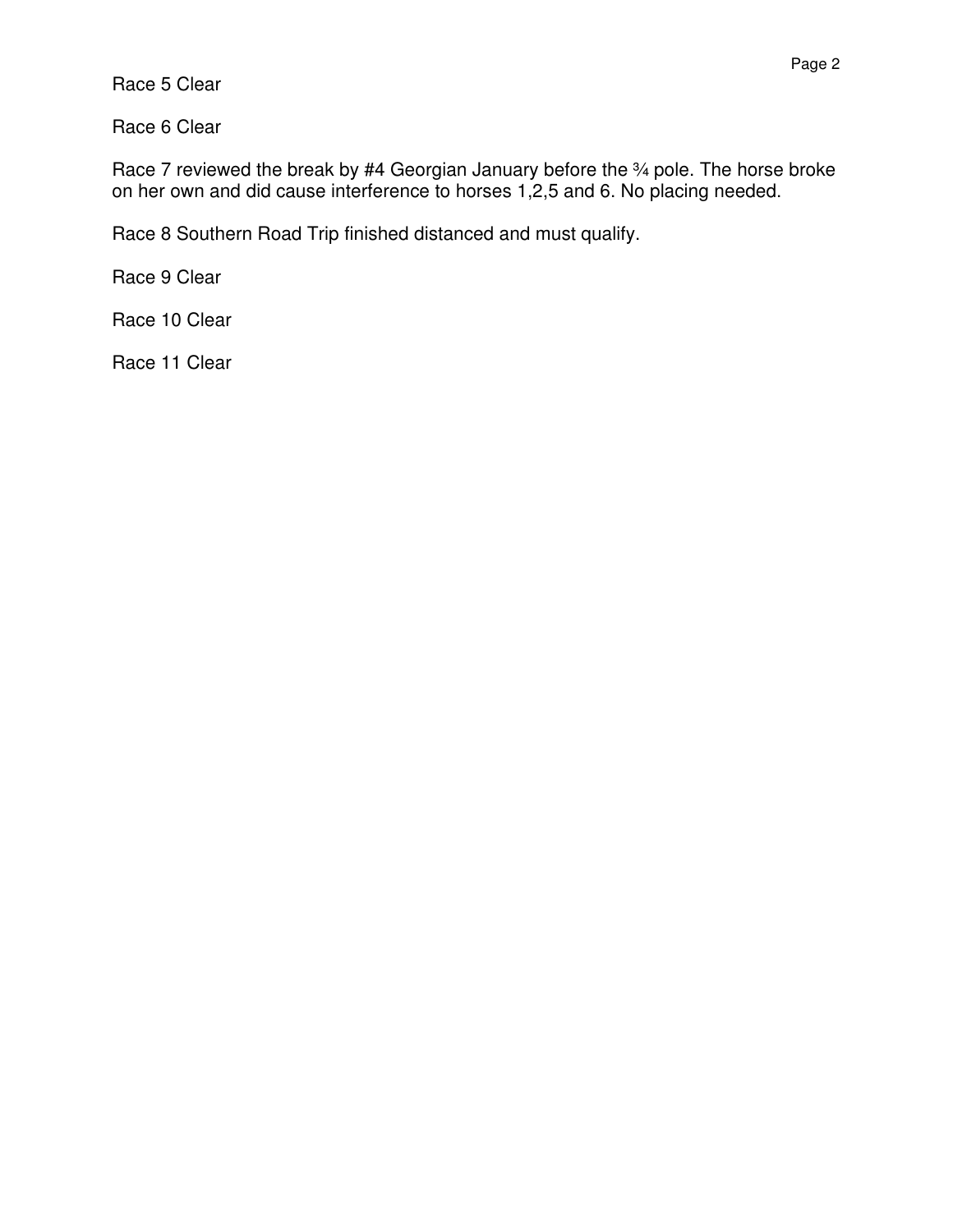Race 5 Clear

Race 6 Clear

Race 7 reviewed the break by #4 Georgian January before the ¾ pole. The horse broke on her own and did cause interference to horses 1,2,5 and 6. No placing needed.

Race 8 Southern Road Trip finished distanced and must qualify.

Race 9 Clear

Race 10 Clear

Race 11 Clear